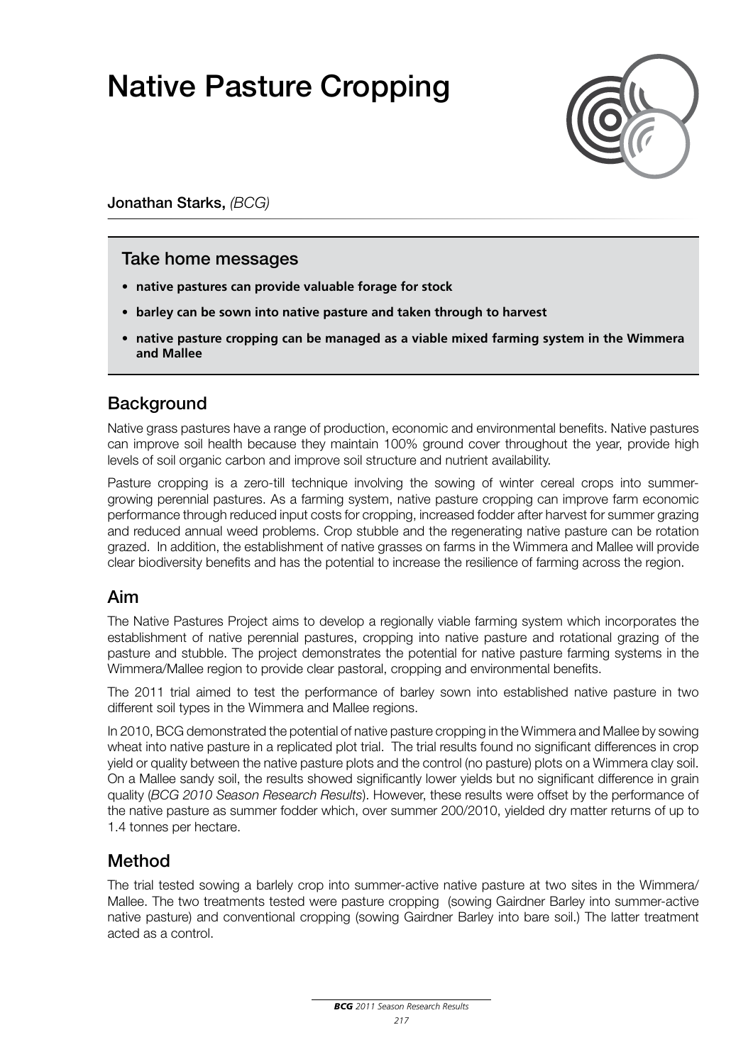# Native Pasture Cropping

**Jonathan Starks,** *(BCG)*

## Take home messages

- **native pastures can provide valuable forage for stock**
- **barley can be sown into native pasture and taken through to harvest**
- **native pasture cropping can be managed as a viable mixed farming system in the Wimmera and Mallee**

## Background

Native grass pastures have a range of production, economic and environmental benefits. Native pastures can improve soil health because they maintain 100% ground cover throughout the year, provide high levels of soil organic carbon and improve soil structure and nutrient availability.

Pasture cropping is a zero-till technique involving the sowing of winter cereal crops into summer-growing perennial pastures. As a farming system, native pasture cropping can improve farm economic performance through reduced input costs for cropping, increased fodder after harvest for summer grazing and reduced annual weed problems. Crop stubble and the regenerating native pasture can be rotation grazed. In addition, the establishment of native grasses on farms in the Wimmera and Mallee will provide clear biodiversity benefits and has the potential to increase the resilience of farming across the region.

## Aim

The Native Pastures Project aims to develop a regionally viable farming system which incorporates the establishment of native perennial pastures, cropping into native pasture and rotational grazing of the pasture and stubble. The project demonstrates the potential for native pasture farming systems in the Wimmera/Mallee region to provide clear pastoral, cropping and environmental benefits.

The 2011 trial aimed to test the performance of barley sown into established native pasture in two different soil types in the Wimmera and Mallee regions.

In 2010, BCG demonstrated the potential of native pasture cropping in the Wimmera and Mallee by sowing wheat into native pasture in a replicated plot trial. The trial results found no significant differences in crop yield or quality between the native pasture plots and the control (no pasture) plots on a Wimmera clay soil. On a Mallee sandy soil, the results showed significantly lower yields but no significant difference in grain quality (*BCG 2010 Season Research Results*). However, these results were offset by the performance of the native pasture as summer fodder which, over summer 200/2010, yielded dry matter returns of up to 1.4 tonnes per hectare.

## Method

The trial tested sowing a barlely crop into summer-active native pasture at two sites in the Wimmera/ Mallee. The two treatments tested were pasture cropping (sowing Gairdner Barley into summer-active native pasture) and conventional cropping (sowing Gairdner Barley into bare soil.) The latter treatment acted as a control.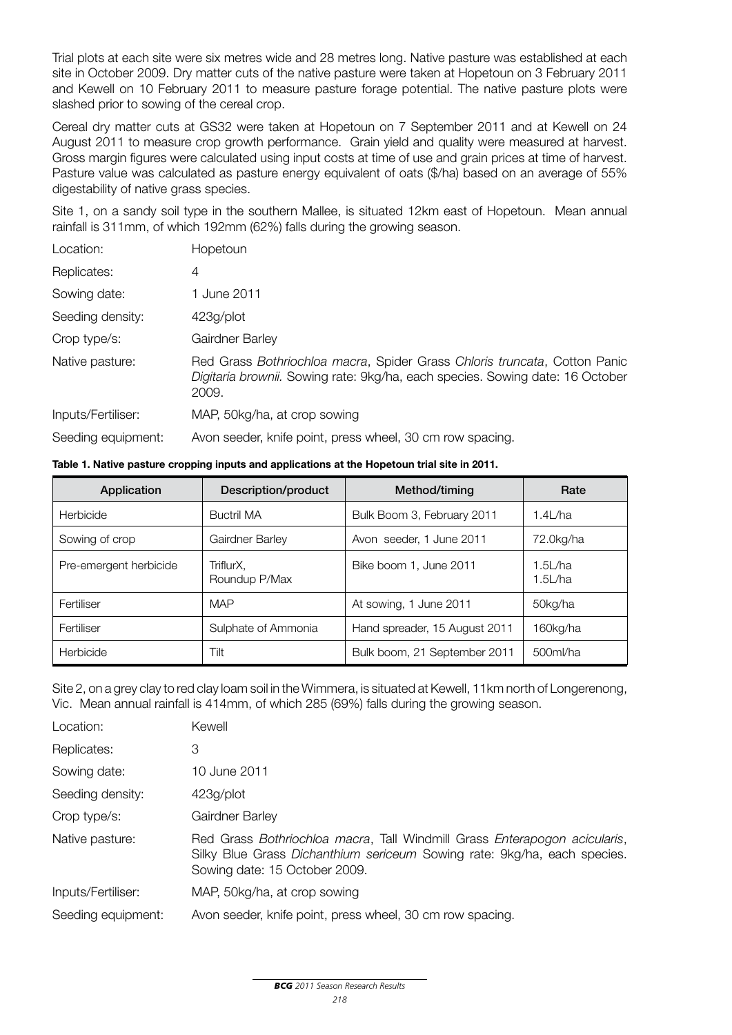Trial plots at each site were six metres wide and 28 metres long. Native pasture was established at each site in October 2009. Dry matter cuts of the native pasture were taken at Hopetoun on 3 February 2011 and Kewell on 10 February 2011 to measure pasture forage potential. The native pasture plots were slashed prior to sowing of the cereal crop.

Cereal dry matter cuts at GS32 were taken at Hopetoun on 7 September 2011 and at Kewell on 24 August 2011 to measure crop growth performance. Grain yield and quality were measured at harvest. Gross margin figures were calculated using input costs at time of use and grain prices at time of harvest. Pasture value was calculated as pasture energy equivalent of oats ($/ha) based on an average of 55% digestability of native grass species.

Site 1, on a sandy soil type in the southern Mallee, is situated 12km east of Hopetoun. Mean annual rainfall is 311mm, of which 192mm (62%) falls during the growing season.

| | |
|---|---|
| Location: | Hopetoun |
| Replicates: | 4 |
| Sowing date: | 1 June 2011 |
| Seeding density: | 423g/plot |
| Crop type/s: | Gairdner Barley |
| Native pasture: | Red Grass *Bothriochloa macra*, Spider Grass *Chloris truncata*, Cotton Panic *Digitaria brownii.* Sowing rate: 9kg/ha, each species. Sowing date: 16 October 2009. |
| Inputs/Fertiliser: | MAP, 50kg/ha, at crop sowing |
| Seeding equipment: | Avon seeder, knife point, press wheel, 30 cm row spacing. |

**Table 1. Native pasture cropping inputs and applications at the Hopetoun trial site in 2011.**

| Application | Description/product | Method/timing | Rate |
|---|---|---|---|
| Herbicide | Buctril MA | Bulk Boom 3, February 2011 | 1.4L/ha |
| Sowing of crop | Gairdner Barley | Avon seeder, 1 June 2011 | 72.0kg/ha |
| Pre-emergent herbicide | TriflurX, Roundup P/Max | Bike boom 1, June 2011 | 1.5L/ha 1.5L/ha |
| Fertiliser | MAP | At sowing, 1 June 2011 | 50kg/ha |
| Fertiliser | Sulphate of Ammonia | Hand spreader, 15 August 2011 | 160kg/ha |
| Herbicide | Tilt | Bulk boom, 21 September 2011 | 500ml/ha |

Site 2, on a grey clay to red clay loam soil in the Wimmera, is situated at Kewell, 11km north of Longerenong, Vic. Mean annual rainfall is 414mm, of which 285 (69%) falls during the growing season.

| | |
|---|---|
| Location: | Kewell |
| Replicates: | 3 |
| Sowing date: | 10 June 2011 |
| Seeding density: | 423g/plot |
| Crop type/s: | Gairdner Barley |
| Native pasture: | Red Grass *Bothriochloa macra*, Tall Windmill Grass *Enterapogon acicularis*, Silky Blue Grass *Dichanthium sericeum* Sowing rate: 9kg/ha, each species. Sowing date: 15 October 2009. |
| Inputs/Fertiliser: | MAP, 50kg/ha, at crop sowing |
| Seeding equipment: | Avon seeder, knife point, press wheel, 30 cm row spacing. |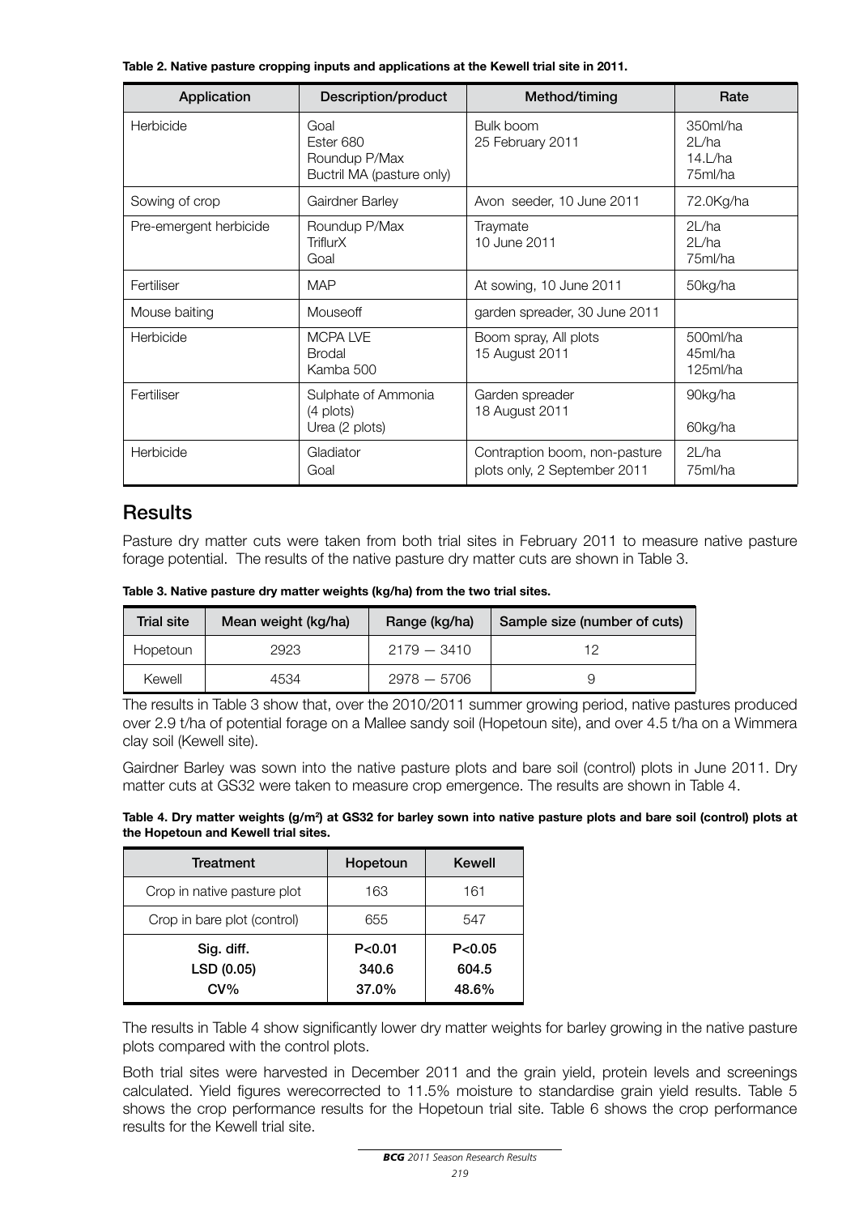**Table 2. Native pasture cropping inputs and applications at the Kewell trial site in 2011.**

| Application | Description/product | Method/timing | Rate |
|---|---|---|---|
| Herbicide | Goal<br>Ester 680<br>Roundup P/Max<br>Buctril MA (pasture only) | Bulk boom<br>25 February 2011 | 350ml/ha<br>2L/ha<br>14.L/ha<br>75ml/ha |
| Sowing of crop | Gairdner Barley | Avon seeder, 10 June 2011 | 72.0Kg/ha |
| Pre-emergent herbicide | Roundup P/Max<br>TriflurX<br>Goal | Traymate<br>10 June 2011 | 2L/ha<br>2L/ha<br>75ml/ha |
| Fertiliser | MAP | At sowing, 10 June 2011 | 50kg/ha |
| Mouse baiting | Mouseoff | garden spreader, 30 June 2011 | |
| Herbicide | MCPA LVE<br>Brodal<br>Kamba 500 | Boom spray, All plots<br>15 August 2011 | 500ml/ha<br>45ml/ha<br>125ml/ha |
| Fertiliser | Sulphate of Ammonia (4 plots)<br>Urea (2 plots) | Garden spreader<br>18 August 2011 | 90kg/ha<br>60kg/ha |
| Herbicide | Gladiator<br>Goal | Contraption boom, non-pasture plots only, 2 September 2011 | 2L/ha<br>75ml/ha |

## Results

Pasture dry matter cuts were taken from both trial sites in February 2011 to measure native pasture forage potential. The results of the native pasture dry matter cuts are shown in Table 3.

**Table 3. Native pasture dry matter weights (kg/ha) from the two trial sites.**

| Trial site | Mean weight (kg/ha) | Range (kg/ha) | Sample size (number of cuts) |
|---|---|---|---|
| Hopetoun | 2923 | 2179 — 3410 | 12 |
| Kewell | 4534 | 2978 — 5706 | 9 |

The results in Table 3 show that, over the 2010/2011 summer growing period, native pastures produced over 2.9 t/ha of potential forage on a Mallee sandy soil (Hopetoun site), and over 4.5 t/ha on a Wimmera clay soil (Kewell site).

Gairdner Barley was sown into the native pasture plots and bare soil (control) plots in June 2011. Dry matter cuts at GS32 were taken to measure crop emergence. The results are shown in Table 4.

**Table 4. Dry matter weights ($g/m^2$) at GS32 for barley sown into native pasture plots and bare soil (control) plots at the Hopetoun and Kewell trial sites.**

| Treatment | Hopetoun | Kewell |
|---|---|---|
| Crop in native pasture plot | 163 | 161 |
| Crop in bare plot (control) | 655 | 547 |
| **Sig. diff.** | **$P<0.01$** | **$P<0.05$** |
| **LSD (0.05)** | **340.6** | **604.5** |
| **CV%** | **37.0%** | **48.6%** |

The results in Table 4 show significantly lower dry matter weights for barley growing in the native pasture plots compared with the control plots.

Both trial sites were harvested in December 2011 and the grain yield, protein levels and screenings calculated. Yield figures werecorrected to 11.5% moisture to standardise grain yield results. Table 5 shows the crop performance results for the Hopetoun trial site. Table 6 shows the crop performance results for the Kewell trial site.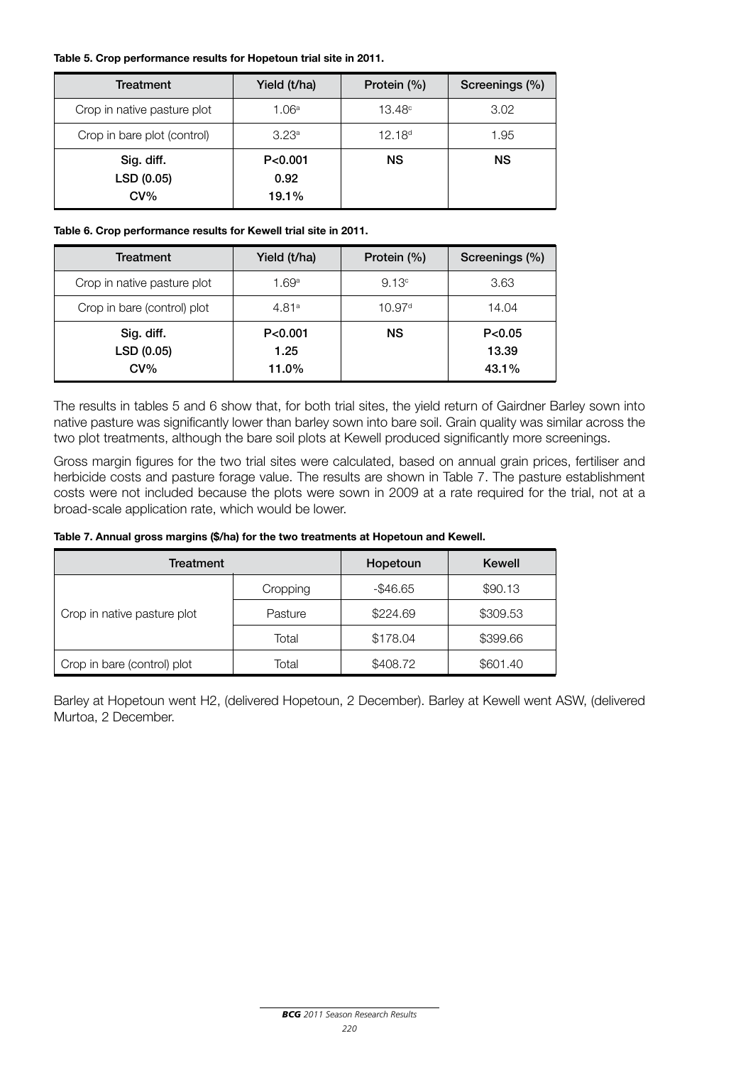**Table 5. Crop performance results for Hopetoun trial site in 2011.**

| Treatment | Yield (t/ha) | Protein (%) | Screenings (%) |
|---|---|---|---|
| Crop in native pasture plot | 1.06[a] | 13.48[c] | 3.02 |
| Crop in bare plot (control) | 3.23[a] | 12.18[d] | 1.95 |
| **Sig. diff.** **LSD (0.05)** **CV%** | **P<0.001** **0.92** **19.1%** | **NS** | **NS** |

**Table 6. Crop performance results for Kewell trial site in 2011.**

| Treatment | Yield (t/ha) | Protein (%) | Screenings (%) |
|---|---|---|---|
| Crop in native pasture plot | 1.69[a] | 9.13[c] | 3.63 |
| Crop in bare (control) plot | 4.81[a] | 10.97[d] | 14.04 |
| **Sig. diff.** **LSD (0.05)** **CV%** | **P<0.001** **1.25** **11.0%** | **NS** | **P<0.05** **13.39** **43.1%** |

The results in tables 5 and 6 show that, for both trial sites, the yield return of Gairdner Barley sown into native pasture was significantly lower than barley sown into bare soil. Grain quality was similar across the two plot treatments, although the bare soil plots at Kewell produced significantly more screenings.

Gross margin figures for the two trial sites were calculated, based on annual grain prices, fertiliser and herbicide costs and pasture forage value. The results are shown in Table 7. The pasture establishment costs were not included because the plots were sown in 2009 at a rate required for the trial, not at a broad-scale application rate, which would be lower.

**Table 7. Annual gross margins ($/ha) for the two treatments at Hopetoun and Kewell.**

| Treatment | | Hopetoun | Kewell |
|---|---|---|---|
| Crop in native pasture plot | Cropping | -$46.65 | $90.13 |
| | Pasture | $224.69 | $309.53 |
| | Total | $178.04 | $399.66 |
| Crop in bare (control) plot | Total | $408.72 | $601.40 |

Barley at Hopetoun went H2, (delivered Hopetoun, 2 December). Barley at Kewell went ASW, (delivered Murtoa, 2 December.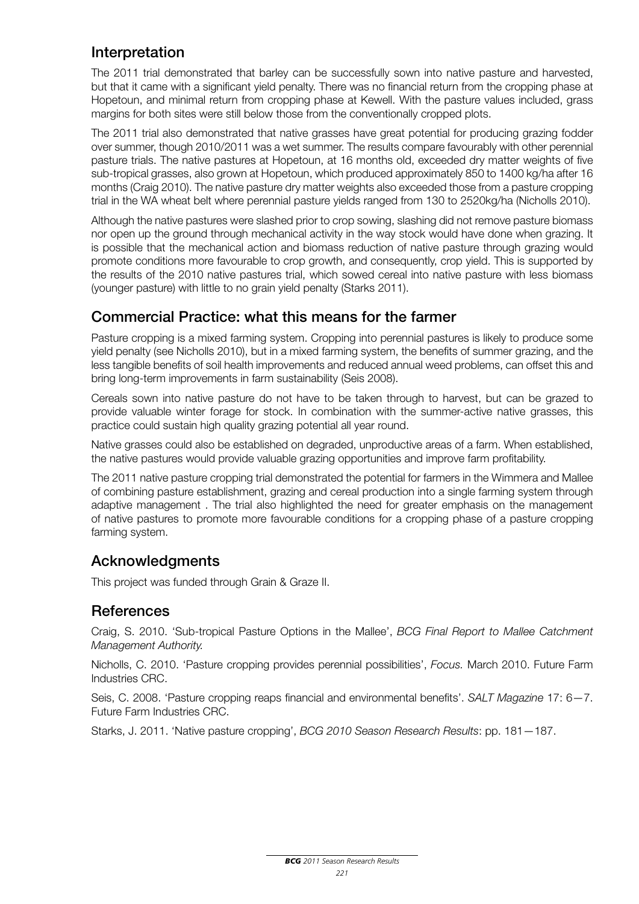## Interpretation

The 2011 trial demonstrated that barley can be successfully sown into native pasture and harvested, but that it came with a significant yield penalty. There was no financial return from the cropping phase at Hopetoun, and minimal return from cropping phase at Kewell. With the pasture values included, grass margins for both sites were still below those from the conventionally cropped plots.

The 2011 trial also demonstrated that native grasses have great potential for producing grazing fodder over summer, though 2010/2011 was a wet summer. The results compare favourably with other perennial pasture trials. The native pastures at Hopetoun, at 16 months old, exceeded dry matter weights of five sub-tropical grasses, also grown at Hopetoun, which produced approximately 850 to 1400 kg/ha after 16 months (Craig 2010). The native pasture dry matter weights also exceeded those from a pasture cropping trial in the WA wheat belt where perennial pasture yields ranged from 130 to 2520kg/ha (Nicholls 2010).

Although the native pastures were slashed prior to crop sowing, slashing did not remove pasture biomass nor open up the ground through mechanical activity in the way stock would have done when grazing. It is possible that the mechanical action and biomass reduction of native pasture through grazing would promote conditions more favourable to crop growth, and consequently, crop yield. This is supported by the results of the 2010 native pastures trial, which sowed cereal into native pasture with less biomass (younger pasture) with little to no grain yield penalty (Starks 2011).

## Commercial Practice: what this means for the farmer

Pasture cropping is a mixed farming system. Cropping into perennial pastures is likely to produce some yield penalty (see Nicholls 2010), but in a mixed farming system, the benefits of summer grazing, and the less tangible benefits of soil health improvements and reduced annual weed problems, can offset this and bring long-term improvements in farm sustainability (Seis 2008).

Cereals sown into native pasture do not have to be taken through to harvest, but can be grazed to provide valuable winter forage for stock. In combination with the summer-active native grasses, this practice could sustain high quality grazing potential all year round.

Native grasses could also be established on degraded, unproductive areas of a farm. When established, the native pastures would provide valuable grazing opportunities and improve farm profitability.

The 2011 native pasture cropping trial demonstrated the potential for farmers in the Wimmera and Mallee of combining pasture establishment, grazing and cereal production into a single farming system through adaptive management . The trial also highlighted the need for greater emphasis on the management of native pastures to promote more favourable conditions for a cropping phase of a pasture cropping farming system.

## Acknowledgments

This project was funded through Grain & Graze II.

## References

Craig, S. 2010. 'Sub-tropical Pasture Options in the Mallee', *BCG Final Report to Mallee Catchment Management Authority.*

Nicholls, C. 2010. 'Pasture cropping provides perennial possibilities', *Focus.* March 2010. Future Farm Industries CRC.

Seis, C. 2008. 'Pasture cropping reaps financial and environmental benefits'. *SALT Magazine* 17: 6—7. Future Farm Industries CRC.

Starks, J. 2011. 'Native pasture cropping', *BCG 2010 Season Research Results*: pp. 181—187.